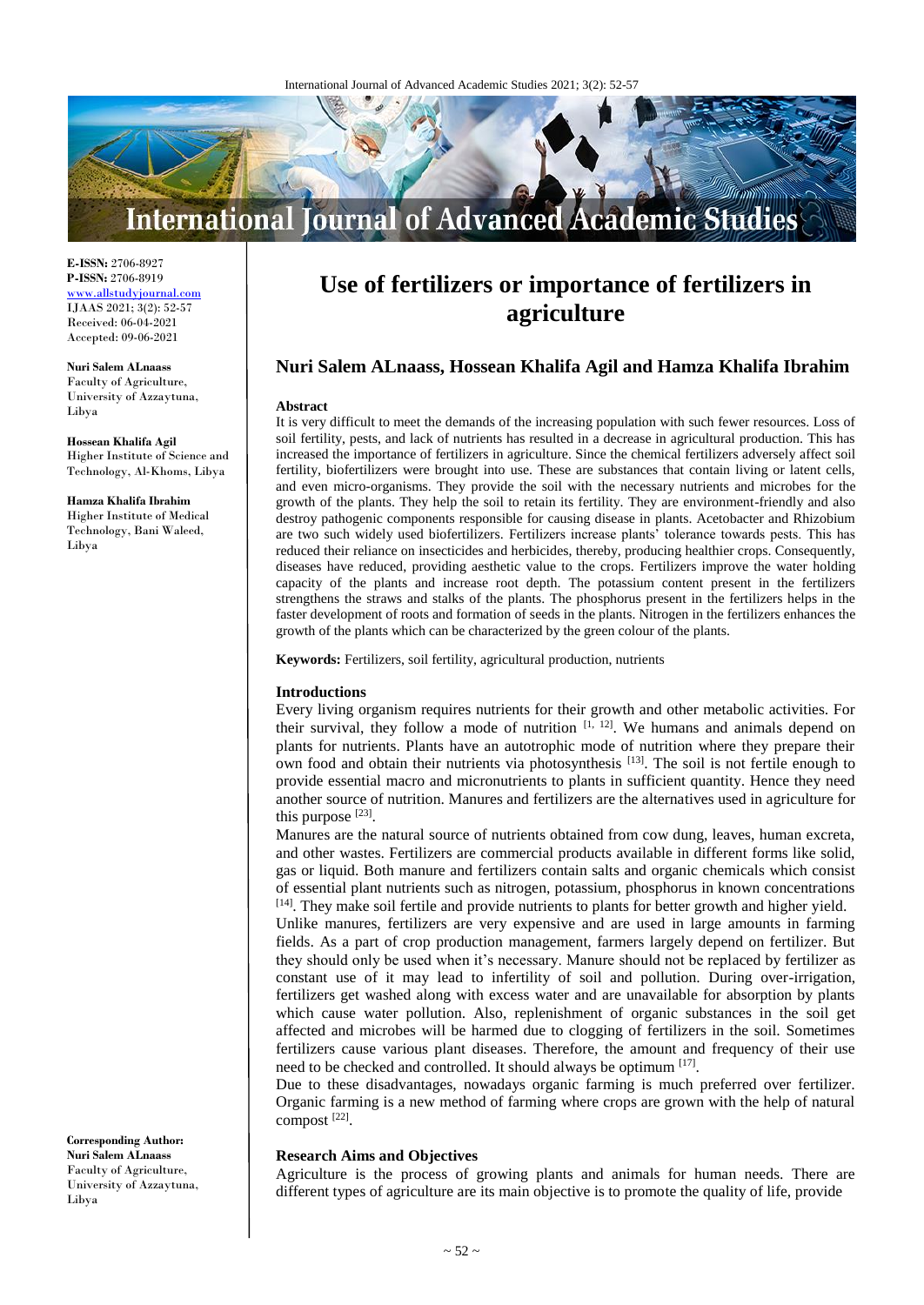E-ISSN: 2706-8927
P-ISSN: 2706-8919
www.allstudyjournal.com
IJAAS 2021; 3(2): 52-57
Received: 06-04-2021
Accepted: 09-06-2021

**Nuri Salem ALnaass**
Faculty of Agriculture, University of Azzaytuna, Libya

**Hossean Khalifa Agil**
Higher Institute of Science and Technology, Al-Khoms, Libya

**Hamza Khalifa Ibrahim**
Higher Institute of Medical Technology, Bani Waleed, Libya

**Corresponding Author:**
**Nuri Salem ALnaass**
Faculty of Agriculture, University of Azzaytuna, Libya

# Use of fertilizers or importance of fertilizers in agriculture

## Nuri Salem ALnaass, Hossean Khalifa Agil and Hamza Khalifa Ibrahim

### Abstract

It is very difficult to meet the demands of the increasing population with such fewer resources. Loss of soil fertility, pests, and lack of nutrients has resulted in a decrease in agricultural production. This has increased the importance of fertilizers in agriculture. Since the chemical fertilizers adversely affect soil fertility, biofertilizers were brought into use. These are substances that contain living or latent cells, and even micro-organisms. They provide the soil with the necessary nutrients and microbes for the growth of the plants. They help the soil to retain its fertility. They are environment-friendly and also destroy pathogenic components responsible for causing disease in plants. Acetobacter and Rhizobium are two such widely used biofertilizers. Fertilizers increase plants' tolerance towards pests. This has reduced their reliance on insecticides and herbicides, thereby, producing healthier crops. Consequently, diseases have reduced, providing aesthetic value to the crops. Fertilizers improve the water holding capacity of the plants and increase root depth. The potassium content present in the fertilizers strengthens the straws and stalks of the plants. The phosphorus present in the fertilizers helps in the faster development of roots and formation of seeds in the plants. Nitrogen in the fertilizers enhances the growth of the plants which can be characterized by the green colour of the plants.

**Keywords:** Fertilizers, soil fertility, agricultural production, nutrients

### Introductions

Every living organism requires nutrients for their growth and other metabolic activities. For their survival, they follow a mode of nutrition [1, 12]. We humans and animals depend on plants for nutrients. Plants have an autotrophic mode of nutrition where they prepare their own food and obtain their nutrients via photosynthesis [13]. The soil is not fertile enough to provide essential macro and micronutrients to plants in sufficient quantity. Hence they need another source of nutrition. Manures and fertilizers are the alternatives used in agriculture for this purpose [23].

Manures are the natural source of nutrients obtained from cow dung, leaves, human excreta, and other wastes. Fertilizers are commercial products available in different forms like solid, gas or liquid. Both manure and fertilizers contain salts and organic chemicals which consist of essential plant nutrients such as nitrogen, potassium, phosphorus in known concentrations [14]. They make soil fertile and provide nutrients to plants for better growth and higher yield.

Unlike manures, fertilizers are very expensive and are used in large amounts in farming fields. As a part of crop production management, farmers largely depend on fertilizer. But they should only be used when it's necessary. Manure should not be replaced by fertilizer as constant use of it may lead to infertility of soil and pollution. During over-irrigation, fertilizers get washed along with excess water and are unavailable for absorption by plants which cause water pollution. Also, replenishment of organic substances in the soil get affected and microbes will be harmed due to clogging of fertilizers in the soil. Sometimes fertilizers cause various plant diseases. Therefore, the amount and frequency of their use need to be checked and controlled. It should always be optimum [17].

Due to these disadvantages, nowadays organic farming is much preferred over fertilizer. Organic farming is a new method of farming where crops are grown with the help of natural compost [22].

### Research Aims and Objectives

Agriculture is the process of growing plants and animals for human needs. There are different types of agriculture are its main objective is to promote the quality of life, provide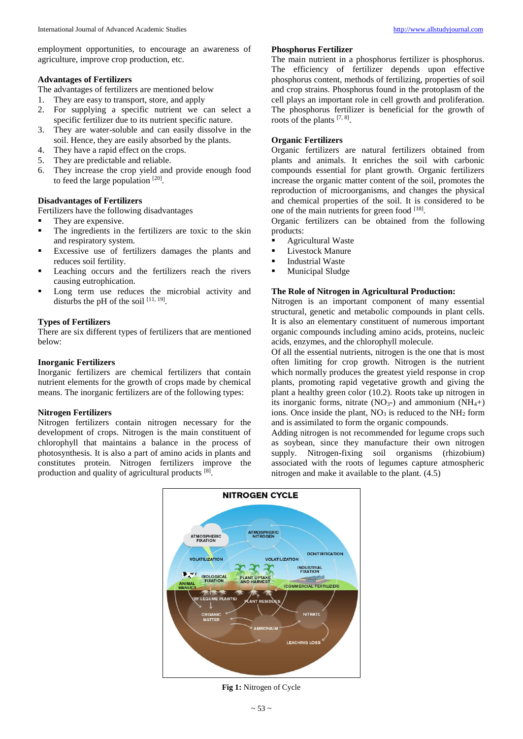employment opportunities, to encourage an awareness of agriculture, improve crop production, etc.

### Advantages of Fertilizers

The advantages of fertilizers are mentioned below

1. They are easy to transport, store, and apply
2. For supplying a specific nutrient we can select a specific fertilizer due to its nutrient specific nature.
3. They are water-soluble and can easily dissolve in the soil. Hence, they are easily absorbed by the plants.
4. They have a rapid effect on the crops.
5. They are predictable and reliable.
6. They increase the crop yield and provide enough food to feed the large population [20].

### Disadvantages of Fertilizers

Fertilizers have the following disadvantages

- They are expensive.
- The ingredients in the fertilizers are toxic to the skin and respiratory system.
- Excessive use of fertilizers damages the plants and reduces soil fertility.
- Leaching occurs and the fertilizers reach the rivers causing eutrophication.
- Long term use reduces the microbial activity and disturbs the pH of the soil [11, 19].

### Types of Fertilizers

There are six different types of fertilizers that are mentioned below:

### Inorganic Fertilizers

Inorganic fertilizers are chemical fertilizers that contain nutrient elements for the growth of crops made by chemical means. The inorganic fertilizers are of the following types:

### Nitrogen Fertilizers

Nitrogen fertilizers contain nitrogen necessary for the development of crops. Nitrogen is the main constituent of chlorophyll that maintains a balance in the process of photosynthesis. It is also a part of amino acids in plants and constitutes protein. Nitrogen fertilizers improve the production and quality of agricultural products [8].

### Phosphorus Fertilizer

The main nutrient in a phosphorus fertilizer is phosphorus. The efficiency of fertilizer depends upon effective phosphorus content, methods of fertilizing, properties of soil and crop strains. Phosphorus found in the protoplasm of the cell plays an important role in cell growth and proliferation. The phosphorus fertilizer is beneficial for the growth of roots of the plants [7, 8].

### Organic Fertilizers

Organic fertilizers are natural fertilizers obtained from plants and animals. It enriches the soil with carbonic compounds essential for plant growth. Organic fertilizers increase the organic matter content of the soil, promotes the reproduction of microorganisms, and changes the physical and chemical properties of the soil. It is considered to be one of the main nutrients for green food [18].

Organic fertilizers can be obtained from the following products:

- Agricultural Waste
- Livestock Manure
- Industrial Waste
- Municipal Sludge

### The Role of Nitrogen in Agricultural Production:

Nitrogen is an important component of many essential structural, genetic and metabolic compounds in plant cells. It is also an elementary constituent of numerous important organic compounds including amino acids, proteins, nucleic acids, enzymes, and the chlorophyll molecule.

Of all the essential nutrients, nitrogen is the one that is most often limiting for crop growth. Nitrogen is the nutrient which normally produces the greatest yield response in crop plants, promoting rapid vegetative growth and giving the plant a healthy green color (10.2). Roots take up nitrogen in its inorganic forms, nitrate ($NO_3$-) and ammonium ($NH_4$+) ions. Once inside the plant, $NO_3$ is reduced to the $NH_2$ form and is assimilated to form the organic compounds.

Adding nitrogen is not recommended for legume crops such as soybean, since they manufacture their own nitrogen supply. Nitrogen-fixing soil organisms (rhizobium) associated with the roots of legumes capture atmospheric nitrogen and make it available to the plant. (4.5)

**Fig 1:** Nitrogen of Cycle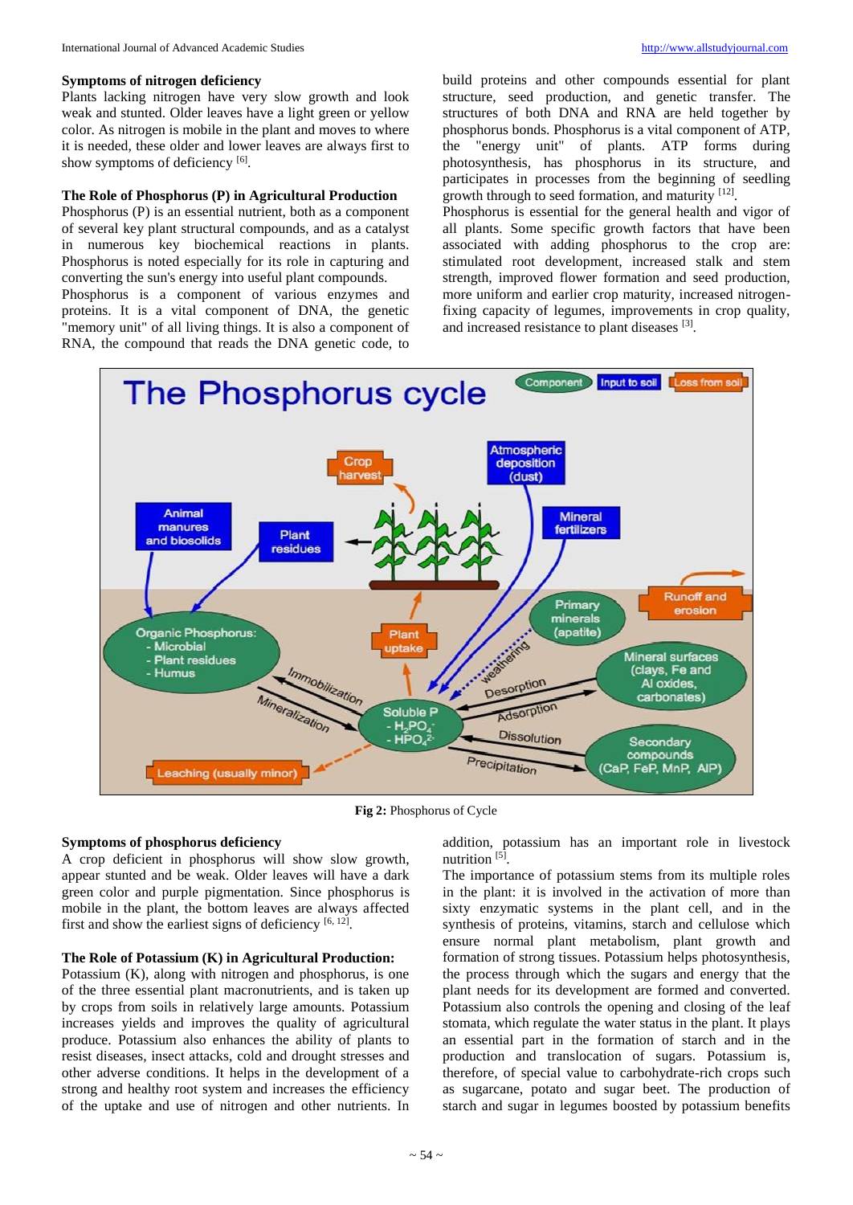### Symptoms of nitrogen deficiency

Plants lacking nitrogen have very slow growth and look weak and stunted. Older leaves have a light green or yellow color. As nitrogen is mobile in the plant and moves to where it is needed, these older and lower leaves are always first to show symptoms of deficiency [6].

### The Role of Phosphorus (P) in Agricultural Production

Phosphorus (P) is an essential nutrient, both as a component of several key plant structural compounds, and as a catalyst in numerous key biochemical reactions in plants. Phosphorus is noted especially for its role in capturing and converting the sun's energy into useful plant compounds.

Phosphorus is a component of various enzymes and proteins. It is a vital component of DNA, the genetic "memory unit" of all living things. It is also a component of RNA, the compound that reads the DNA genetic code, to build proteins and other compounds essential for plant structure, seed production, and genetic transfer. The structures of both DNA and RNA are held together by phosphorus bonds. Phosphorus is a vital component of ATP, the "energy unit" of plants. ATP forms during photosynthesis, has phosphorus in its structure, and participates in processes from the beginning of seedling growth through to seed formation, and maturity [12].

Phosphorus is essential for the general health and vigor of all plants. Some specific growth factors that have been associated with adding phosphorus to the crop are: stimulated root development, increased stalk and stem strength, improved flower formation and seed production, more uniform and earlier crop maturity, increased nitrogen-fixing capacity of legumes, improvements in crop quality, and increased resistance to plant diseases [3].

**Fig 2:** Phosphorus of Cycle

### Symptoms of phosphorus deficiency

A crop deficient in phosphorus will show slow growth, appear stunted and be weak. Older leaves will have a dark green color and purple pigmentation. Since phosphorus is mobile in the plant, the bottom leaves are always affected first and show the earliest signs of deficiency [6, 12].

### The Role of Potassium (K) in Agricultural Production:

Potassium (K), along with nitrogen and phosphorus, is one of the three essential plant macronutrients, and is taken up by crops from soils in relatively large amounts. Potassium increases yields and improves the quality of agricultural produce. Potassium also enhances the ability of plants to resist diseases, insect attacks, cold and drought stresses and other adverse conditions. It helps in the development of a strong and healthy root system and increases the efficiency of the uptake and use of nitrogen and other nutrients. In addition, potassium has an important role in livestock nutrition [5].

The importance of potassium stems from its multiple roles in the plant: it is involved in the activation of more than sixty enzymatic systems in the plant cell, and in the synthesis of proteins, vitamins, starch and cellulose which ensure normal plant metabolism, plant growth and formation of strong tissues. Potassium helps photosynthesis, the process through which the sugars and energy that the plant needs for its development are formed and converted. Potassium also controls the opening and closing of the leaf stomata, which regulate the water status in the plant. It plays an essential part in the formation of starch and in the production and translocation of sugars. Potassium is, therefore, of special value to carbohydrate-rich crops such as sugarcane, potato and sugar beet. The production of starch and sugar in legumes boosted by potassium benefits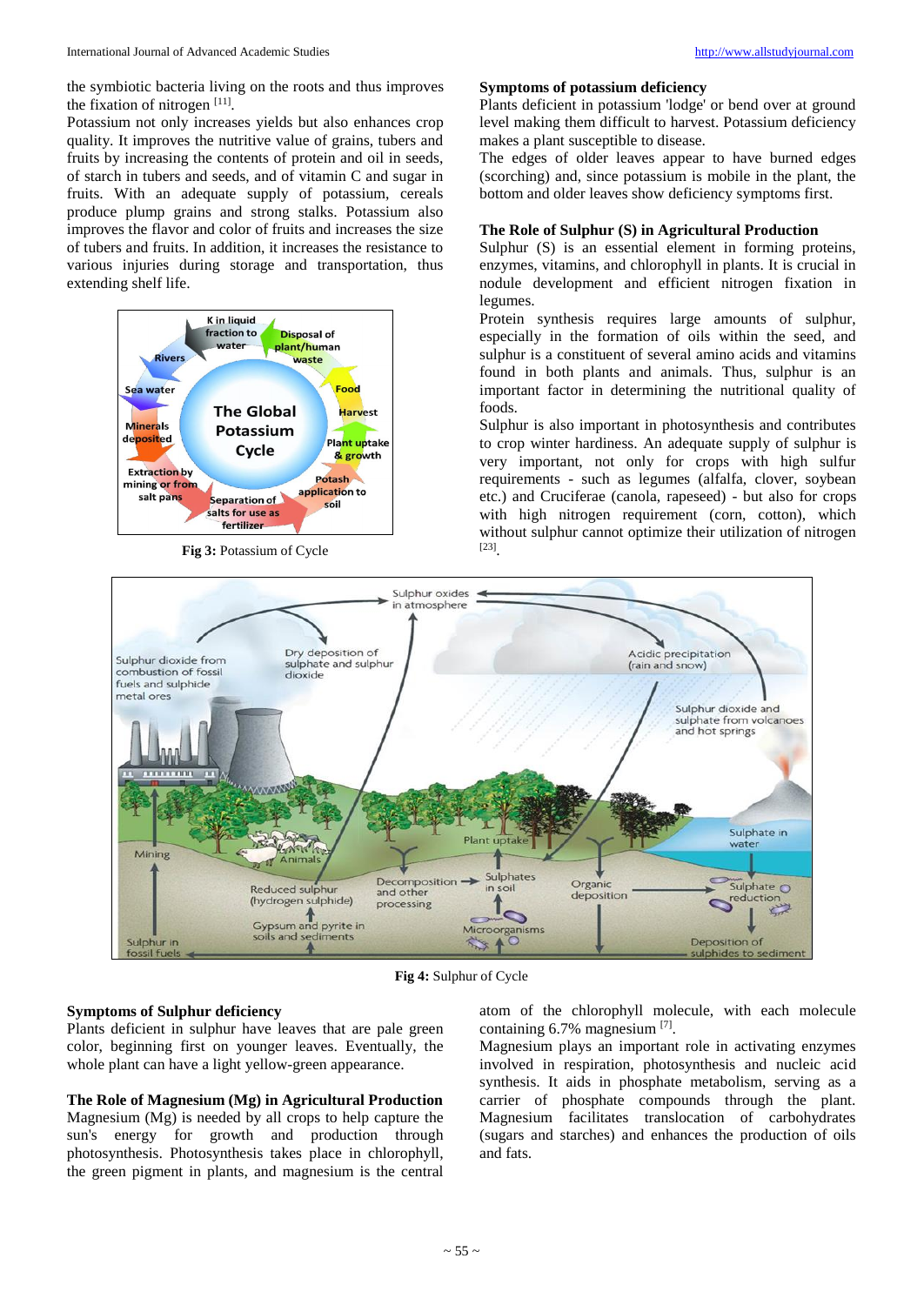the symbiotic bacteria living on the roots and thus improves the fixation of nitrogen [11].

Potassium not only increases yields but also enhances crop quality. It improves the nutritive value of grains, tubers and fruits by increasing the contents of protein and oil in seeds, of starch in tubers and seeds, and of vitamin C and sugar in fruits. With an adequate supply of potassium, cereals produce plump grains and strong stalks. Potassium also improves the flavor and color of fruits and increases the size of tubers and fruits. In addition, it increases the resistance to various injuries during storage and transportation, thus extending shelf life.

**Fig 3:** Potassium of Cycle

### Symptoms of potassium deficiency

Plants deficient in potassium 'lodge' or bend over at ground level making them difficult to harvest. Potassium deficiency makes a plant susceptible to disease.

The edges of older leaves appear to have burned edges (scorching) and, since potassium is mobile in the plant, the bottom and older leaves show deficiency symptoms first.

### The Role of Sulphur (S) in Agricultural Production

Sulphur (S) is an essential element in forming proteins, enzymes, vitamins, and chlorophyll in plants. It is crucial in nodule development and efficient nitrogen fixation in legumes.

Protein synthesis requires large amounts of sulphur, especially in the formation of oils within the seed, and sulphur is a constituent of several amino acids and vitamins found in both plants and animals. Thus, sulphur is an important factor in determining the nutritional quality of foods.

Sulphur is also important in photosynthesis and contributes to crop winter hardiness. An adequate supply of sulphur is very important, not only for crops with high sulfur requirements - such as legumes (alfalfa, clover, soybean etc.) and Cruciferae (canola, rapeseed) - but also for crops with high nitrogen requirement (corn, cotton), which without sulphur cannot optimize their utilization of nitrogen [23].

**Fig 4:** Sulphur of Cycle

### Symptoms of Sulphur deficiency

Plants deficient in sulphur have leaves that are pale green color, beginning first on younger leaves. Eventually, the whole plant can have a light yellow-green appearance.

### The Role of Magnesium (Mg) in Agricultural Production

Magnesium (Mg) is needed by all crops to help capture the sun's energy for growth and production through photosynthesis. Photosynthesis takes place in chlorophyll, the green pigment in plants, and magnesium is the central atom of the chlorophyll molecule, with each molecule containing 6.7% magnesium [7].

Magnesium plays an important role in activating enzymes involved in respiration, photosynthesis and nucleic acid synthesis. It aids in phosphate metabolism, serving as a carrier of phosphate compounds through the plant. Magnesium facilitates translocation of carbohydrates (sugars and starches) and enhances the production of oils and fats.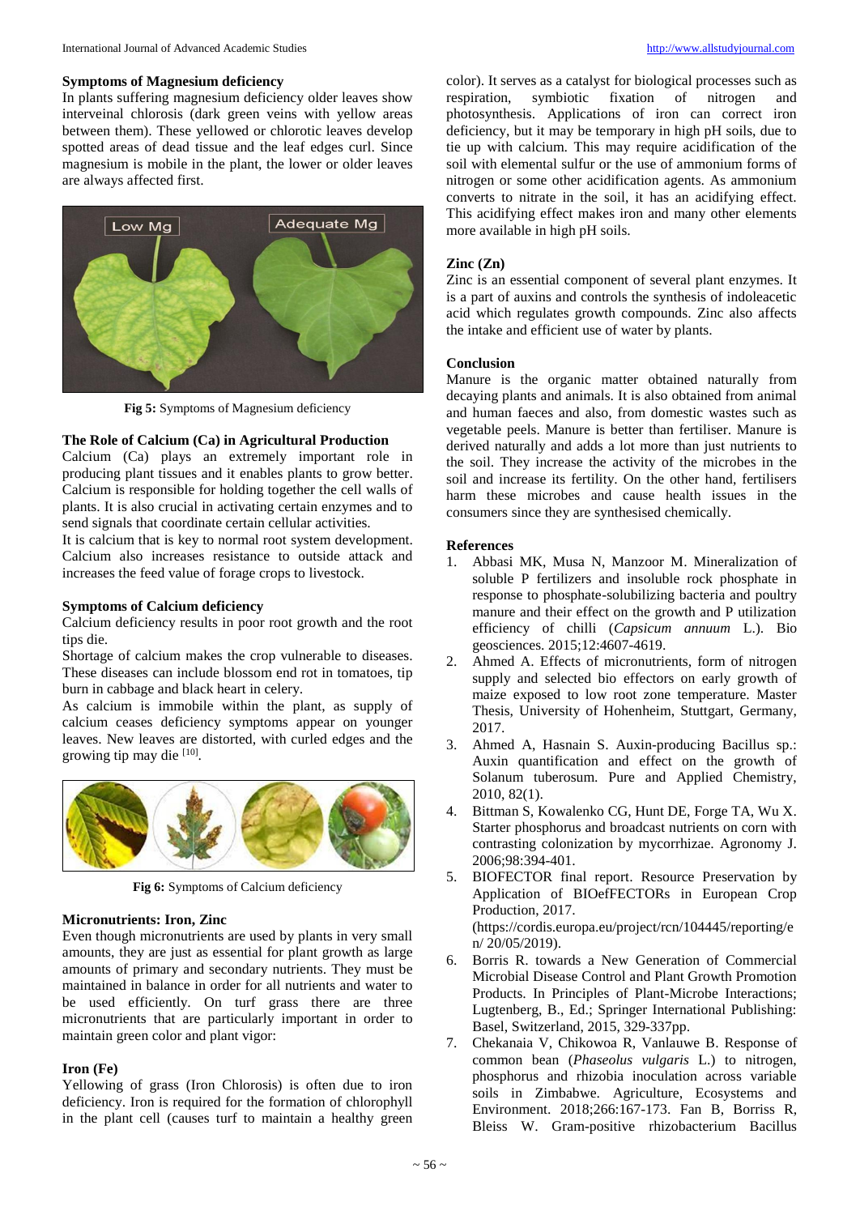### Symptoms of Magnesium deficiency

In plants suffering magnesium deficiency older leaves show interveinal chlorosis (dark green veins with yellow areas between them). These yellowed or chlorotic leaves develop spotted areas of dead tissue and the leaf edges curl. Since magnesium is mobile in the plant, the lower or older leaves are always affected first.

**Fig 5:** Symptoms of Magnesium deficiency

### The Role of Calcium (Ca) in Agricultural Production

Calcium (Ca) plays an extremely important role in producing plant tissues and it enables plants to grow better. Calcium is responsible for holding together the cell walls of plants. It is also crucial in activating certain enzymes and to send signals that coordinate certain cellular activities.

It is calcium that is key to normal root system development. Calcium also increases resistance to outside attack and increases the feed value of forage crops to livestock.

### Symptoms of Calcium deficiency

Calcium deficiency results in poor root growth and the root tips die.

Shortage of calcium makes the crop vulnerable to diseases. These diseases can include blossom end rot in tomatoes, tip burn in cabbage and black heart in celery.

As calcium is immobile within the plant, as supply of calcium ceases deficiency symptoms appear on younger leaves. New leaves are distorted, with curled edges and the growing tip may die [10].

**Fig 6:** Symptoms of Calcium deficiency

### Micronutrients: Iron, Zinc

Even though micronutrients are used by plants in very small amounts, they are just as essential for plant growth as large amounts of primary and secondary nutrients. They must be maintained in balance in order for all nutrients and water to be used efficiently. On turf grass there are three micronutrients that are particularly important in order to maintain green color and plant vigor:

### Iron (Fe)

Yellowing of grass (Iron Chlorosis) is often due to iron deficiency. Iron is required for the formation of chlorophyll in the plant cell (causes turf to maintain a healthy green color). It serves as a catalyst for biological processes such as respiration, symbiotic fixation of nitrogen and photosynthesis. Applications of iron can correct iron deficiency, but it may be temporary in high pH soils, due to tie up with calcium. This may require acidification of the soil with elemental sulfur or the use of ammonium forms of nitrogen or some other acidification agents. As ammonium converts to nitrate in the soil, it has an acidifying effect. This acidifying effect makes iron and many other elements more available in high pH soils.

### Zinc (Zn)

Zinc is an essential component of several plant enzymes. It is a part of auxins and controls the synthesis of indoleacetic acid which regulates growth compounds. Zinc also affects the intake and efficient use of water by plants.

### Conclusion

Manure is the organic matter obtained naturally from decaying plants and animals. It is also obtained from animal and human faeces and also, from domestic wastes such as vegetable peels. Manure is better than fertiliser. Manure is derived naturally and adds a lot more than just nutrients to the soil. They increase the activity of the microbes in the soil and increase its fertility. On the other hand, fertilisers harm these microbes and cause health issues in the consumers since they are synthesised chemically.

### References

1. Abbasi MK, Musa N, Manzoor M. Mineralization of soluble P fertilizers and insoluble rock phosphate in response to phosphate-solubilizing bacteria and poultry manure and their effect on the growth and P utilization efficiency of chilli (*Capsicum annuum* L.). Bio geosciences. 2015;12:4607-4619.
2. Ahmed A. Effects of micronutrients, form of nitrogen supply and selected bio effectors on early growth of maize exposed to low root zone temperature. Master Thesis, University of Hohenheim, Stuttgart, Germany, 2017.
3. Ahmed A, Hasnain S. Auxin-producing Bacillus sp.: Auxin quantification and effect on the growth of Solanum tuberosum. Pure and Applied Chemistry, 2010, 82(1).
4. Bittman S, Kowalenko CG, Hunt DE, Forge TA, Wu X. Starter phosphorus and broadcast nutrients on corn with contrasting colonization by mycorrhizae. Agronomy J. 2006;98:394-401.
5. BIOFECTOR final report. Resource Preservation by Application of BIOefFECTORs in European Crop Production, 2017. (https://cordis.europa.eu/project/rcn/104445/reporting/en/ 20/05/2019).
6. Borris R. towards a New Generation of Commercial Microbial Disease Control and Plant Growth Promotion Products. In Principles of Plant-Microbe Interactions; Lugtenberg, B., Ed.; Springer International Publishing: Basel, Switzerland, 2015, 329-337pp.
7. Chekanaia V, Chikowoa R, Vanlauwe B. Response of common bean (*Phaseolus vulgaris* L.) to nitrogen, phosphorus and rhizobia inoculation across variable soils in Zimbabwe. Agriculture, Ecosystems and Environment. 2018;266:167-173. Fan B, Borriss R, Bleiss W. Gram-positive rhizobacterium Bacillus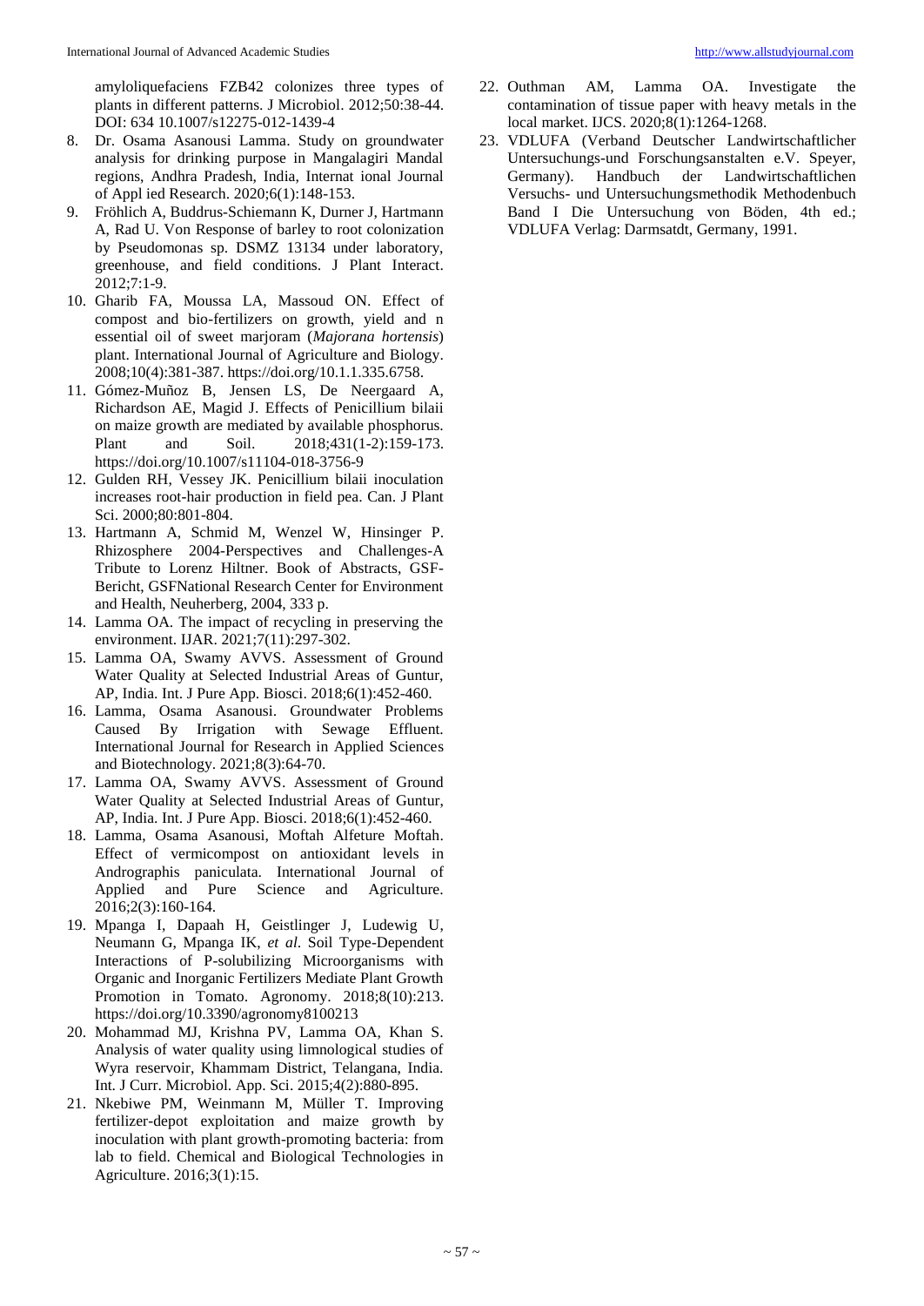amyloliquefaciens FZB42 colonizes three types of plants in different patterns. J Microbiol. 2012;50:38-44. DOI: 634 10.1007/s12275-012-1439-4

8. Dr. Osama Asanousi Lamma. Study on groundwater analysis for drinking purpose in Mangalagiri Mandal regions, Andhra Pradesh, India, Internat ional Journal of Appl ied Research. 2020;6(1):148-153.
9. Fröhlich A, Buddrus-Schiemann K, Durner J, Hartmann A, Rad U. Von Response of barley to root colonization by Pseudomonas sp. DSMZ 13134 under laboratory, greenhouse, and field conditions. J Plant Interact. 2012;7:1-9.
10. Gharib FA, Moussa LA, Massoud ON. Effect of compost and bio-fertilizers on growth, yield and n essential oil of sweet marjoram (*Majorana hortensis*) plant. International Journal of Agriculture and Biology. 2008;10(4):381-387. https://doi.org/10.1.1.335.6758.
11. Gómez-Muñoz B, Jensen LS, De Neergaard A, Richardson AE, Magid J. Effects of Penicillium bilaii on maize growth are mediated by available phosphorus. Plant and Soil. 2018;431(1-2):159-173. https://doi.org/10.1007/s11104-018-3756-9
12. Gulden RH, Vessey JK. Penicillium bilaii inoculation increases root-hair production in field pea. Can. J Plant Sci. 2000;80:801-804.
13. Hartmann A, Schmid M, Wenzel W, Hinsinger P. Rhizosphere 2004-Perspectives and Challenges-A Tribute to Lorenz Hiltner. Book of Abstracts, GSF-Bericht, GSFNational Research Center for Environment and Health, Neuherberg, 2004, 333 p.
14. Lamma OA. The impact of recycling in preserving the environment. IJAR. 2021;7(11):297-302.
15. Lamma OA, Swamy AVVS. Assessment of Ground Water Quality at Selected Industrial Areas of Guntur, AP, India. Int. J Pure App. Biosci. 2018;6(1):452-460.
16. Lamma, Osama Asanousi. Groundwater Problems Caused By Irrigation with Sewage Effluent. International Journal for Research in Applied Sciences and Biotechnology. 2021;8(3):64-70.
17. Lamma OA, Swamy AVVS. Assessment of Ground Water Quality at Selected Industrial Areas of Guntur, AP, India. Int. J Pure App. Biosci. 2018;6(1):452-460.
18. Lamma, Osama Asanousi, Moftah Alfeture Moftah. Effect of vermicompost on antioxidant levels in Andrographis paniculata. International Journal of Applied and Pure Science and Agriculture. 2016;2(3):160-164.
19. Mpanga I, Dapaah H, Geistlinger J, Ludewig U, Neumann G, Mpanga IK, *et al*. Soil Type-Dependent Interactions of P-solubilizing Microorganisms with Organic and Inorganic Fertilizers Mediate Plant Growth Promotion in Tomato. Agronomy. 2018;8(10):213. https://doi.org/10.3390/agronomy8100213
20. Mohammad MJ, Krishna PV, Lamma OA, Khan S. Analysis of water quality using limnological studies of Wyra reservoir, Khammam District, Telangana, India. Int. J Curr. Microbiol. App. Sci. 2015;4(2):880-895.
21. Nkebiwe PM, Weinmann M, Müller T. Improving fertilizer-depot exploitation and maize growth by inoculation with plant growth-promoting bacteria: from lab to field. Chemical and Biological Technologies in Agriculture. 2016;3(1):15.
22. Outhman AM, Lamma OA. Investigate the contamination of tissue paper with heavy metals in the local market. IJCS. 2020;8(1):1264-1268.
23. VDLUFA (Verband Deutscher Landwirtschaftlicher Untersuchungs-und Forschungsanstalten e.V. Speyer, Germany). Handbuch der Landwirtschaftlichen Versuchs- und Untersuchungsmethodik Methodenbuch Band I Die Untersuchung von Böden, 4th ed.; VDLUFA Verlag: Darmsatdt, Germany, 1991.